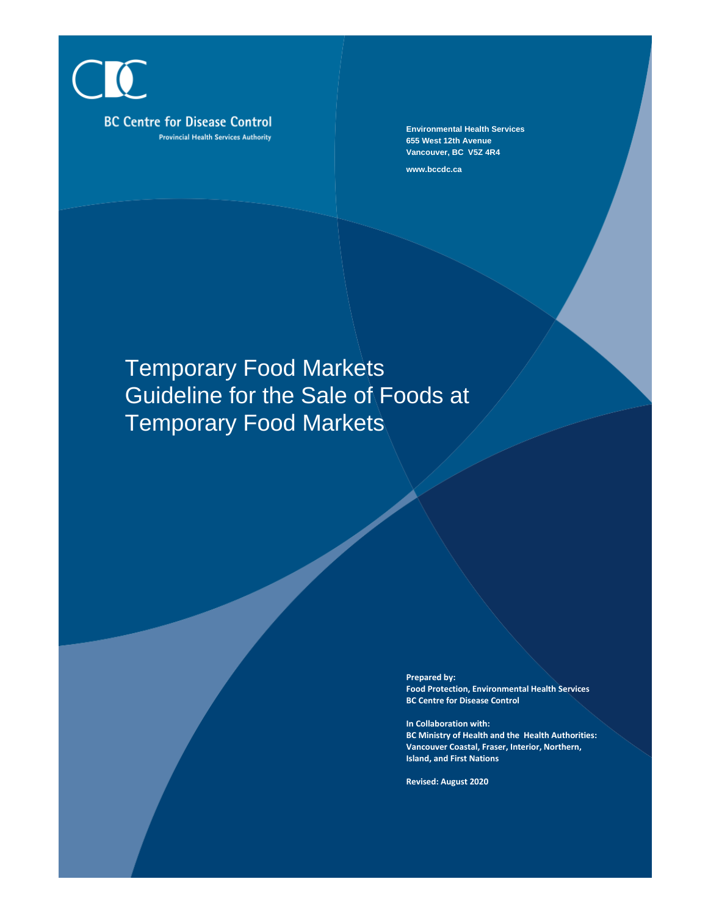BC Centre for Disease Control

Provincial Health Services Authority

**Environmental Health Services**
**655 West 12th Avenue**
**Vancouver, BC V5Z 4R4**

**www.bccdc.ca**

# Temporary Food Markets Guideline for the Sale of Foods at Temporary Food Markets

**Prepared by:**
**Food Protection, Environmental Health Services**
**BC Centre for Disease Control**

**In Collaboration with:**
**BC Ministry of Health and the Health Authorities:**
**Vancouver Coastal, Fraser, Interior, Northern, Island, and First Nations**

**Revised: August 2020**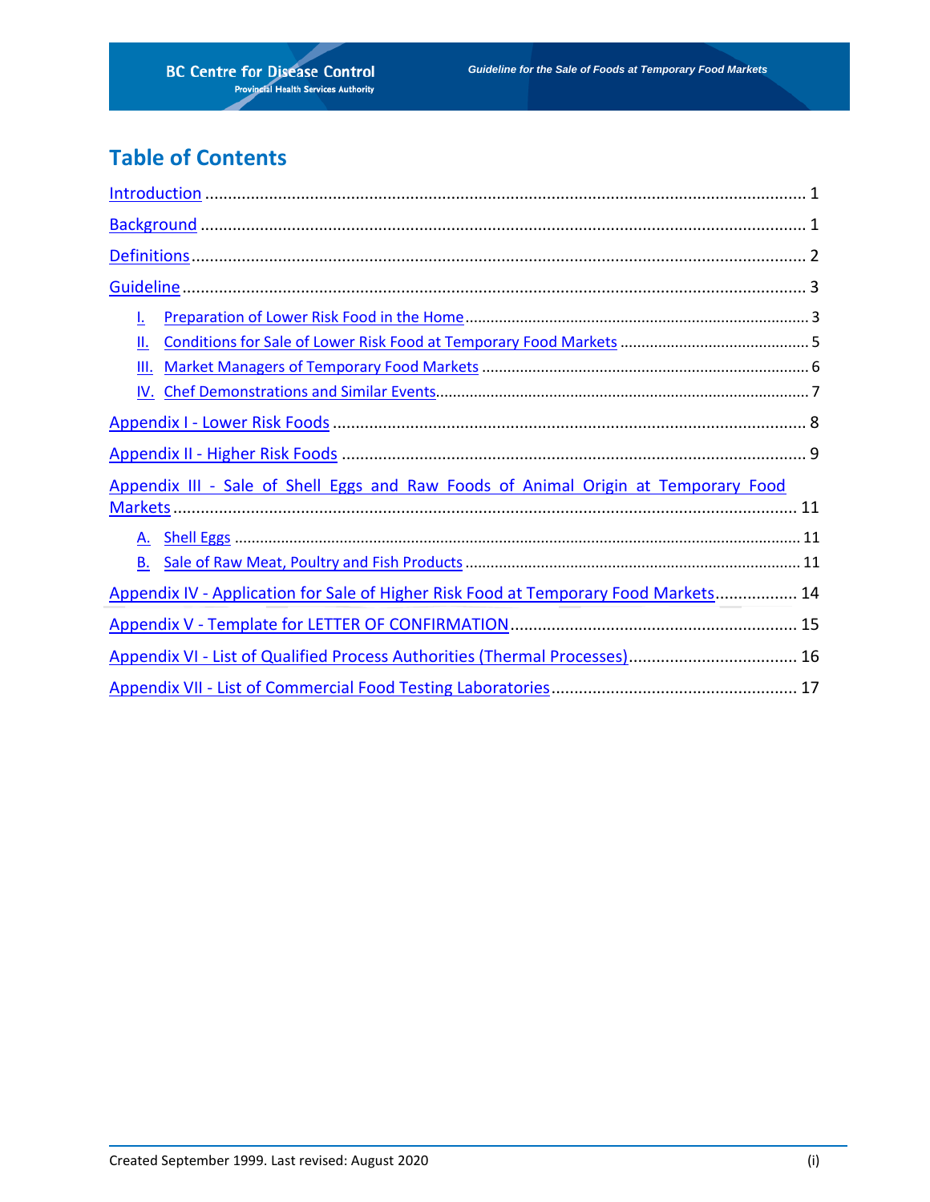## Table of Contents

Introduction ..... 1

Background ..... 1

Definitions ..... 2

Guideline ..... 3

- I. Preparation of Lower Risk Food in the Home ..... 3
- II. Conditions for Sale of Lower Risk Food at Temporary Food Markets ..... 5
- III. Market Managers of Temporary Food Markets ..... 6
- IV. Chef Demonstrations and Similar Events ..... 7

Appendix I - Lower Risk Foods ..... 8

Appendix II - Higher Risk Foods ..... 9

Appendix III - Sale of Shell Eggs and Raw Foods of Animal Origin at Temporary Food Markets ..... 11

- A. Shell Eggs ..... 11
- B. Sale of Raw Meat, Poultry and Fish Products ..... 11

Appendix IV - Application for Sale of Higher Risk Food at Temporary Food Markets ..... 14

Appendix V - Template for LETTER OF CONFIRMATION ..... 15

Appendix VI - List of Qualified Process Authorities (Thermal Processes) ..... 16

Appendix VII - List of Commercial Food Testing Laboratories ..... 17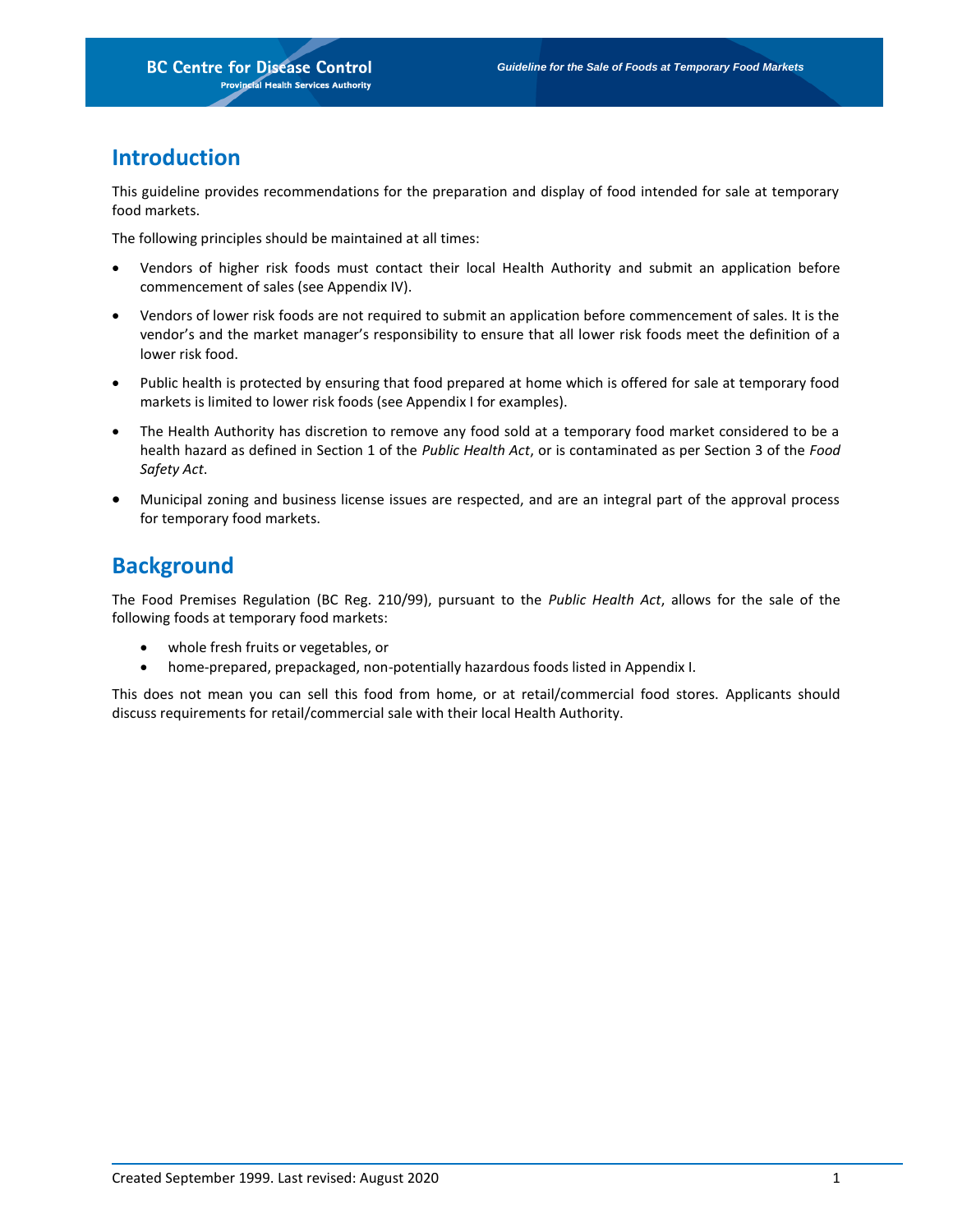## Introduction

This guideline provides recommendations for the preparation and display of food intended for sale at temporary food markets.

The following principles should be maintained at all times:

- Vendors of higher risk foods must contact their local Health Authority and submit an application before commencement of sales (see Appendix IV).
- Vendors of lower risk foods are not required to submit an application before commencement of sales. It is the vendor's and the market manager's responsibility to ensure that all lower risk foods meet the definition of a lower risk food.
- Public health is protected by ensuring that food prepared at home which is offered for sale at temporary food markets is limited to lower risk foods (see Appendix I for examples).
- The Health Authority has discretion to remove any food sold at a temporary food market considered to be a health hazard as defined in Section 1 of the *Public Health Act*, or is contaminated as per Section 3 of the *Food Safety Act*.
- Municipal zoning and business license issues are respected, and are an integral part of the approval process for temporary food markets.

## Background

The Food Premises Regulation (BC Reg. 210/99), pursuant to the *Public Health Act*, allows for the sale of the following foods at temporary food markets:

- whole fresh fruits or vegetables, or
- home-prepared, prepackaged, non-potentially hazardous foods listed in Appendix I.

This does not mean you can sell this food from home, or at retail/commercial food stores. Applicants should discuss requirements for retail/commercial sale with their local Health Authority.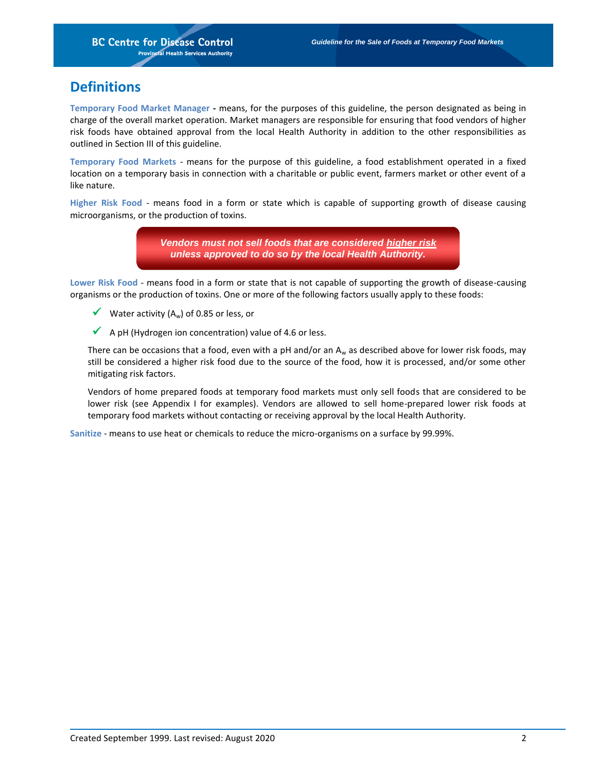## Definitions

**Temporary Food Market Manager** - means, for the purposes of this guideline, the person designated as being in charge of the overall market operation. Market managers are responsible for ensuring that food vendors of higher risk foods have obtained approval from the local Health Authority in addition to the other responsibilities as outlined in Section III of this guideline.

**Temporary Food Markets** - means for the purpose of this guideline, a food establishment operated in a fixed location on a temporary basis in connection with a charitable or public event, farmers market or other event of a like nature.

**Higher Risk Food** - means food in a form or state which is capable of supporting growth of disease causing microorganisms, or the production of toxins.

> ***Vendors must not sell foods that are considered higher risk unless approved to do so by the local Health Authority.***

**Lower Risk Food** - means food in a form or state that is not capable of supporting the growth of disease-causing organisms or the production of toxins. One or more of the following factors usually apply to these foods:

- ✓ Water activity ($A_w$) of 0.85 or less, or
- ✓ A pH (Hydrogen ion concentration) value of 4.6 or less.

There can be occasions that a food, even with a pH and/or an $A_w$ as described above for lower risk foods, may still be considered a higher risk food due to the source of the food, how it is processed, and/or some other mitigating risk factors.

Vendors of home prepared foods at temporary food markets must only sell foods that are considered to be lower risk (see Appendix I for examples). Vendors are allowed to sell home-prepared lower risk foods at temporary food markets without contacting or receiving approval by the local Health Authority.

**Sanitize** - means to use heat or chemicals to reduce the micro-organisms on a surface by 99.99%.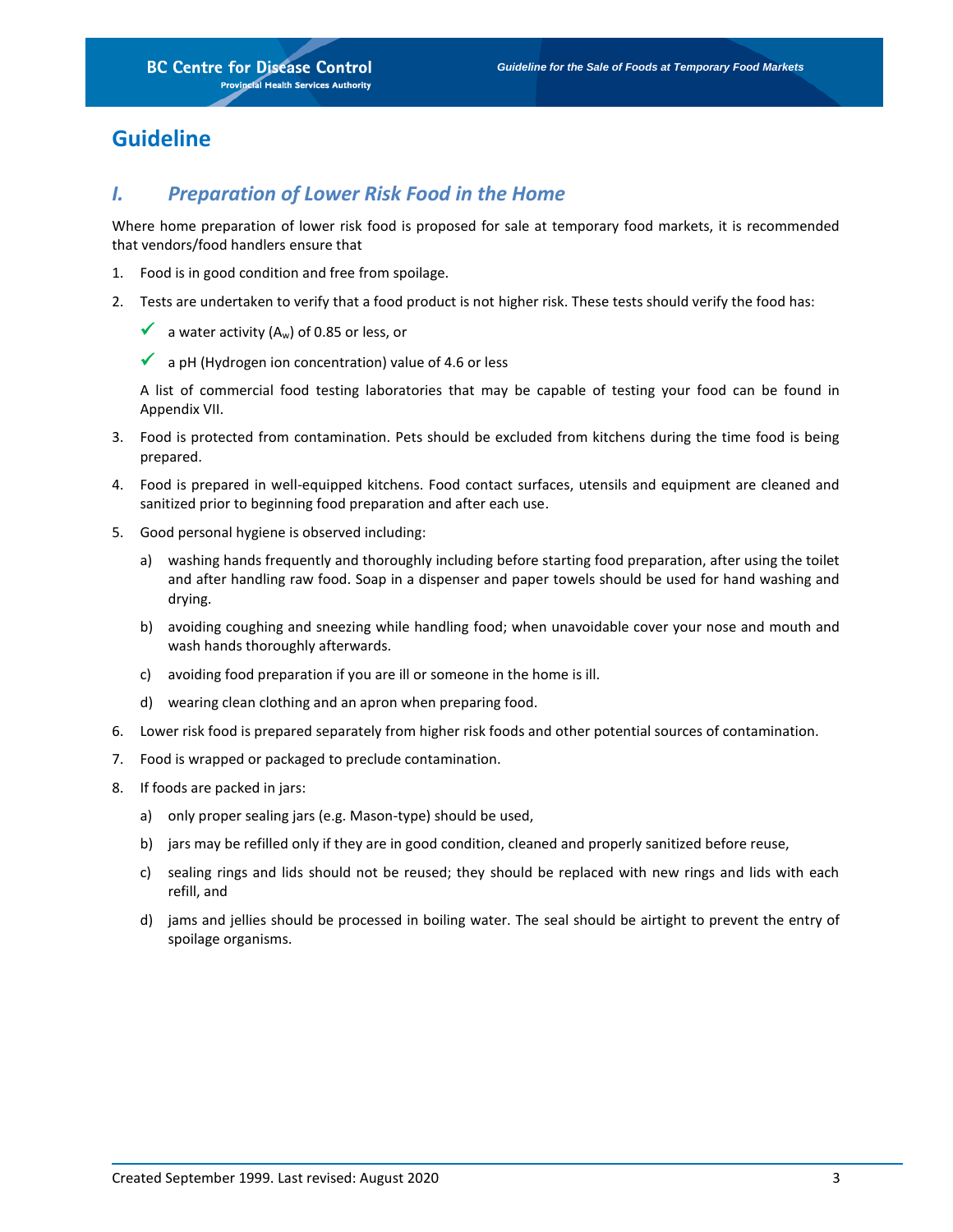# Guideline

## I. Preparation of Lower Risk Food in the Home

Where home preparation of lower risk food is proposed for sale at temporary food markets, it is recommended that vendors/food handlers ensure that

1. Food is in good condition and free from spoilage.
2. Tests are undertaken to verify that a food product is not higher risk. These tests should verify the food has:
   - ✓ a water activity ($A_w$) of 0.85 or less, or
   - ✓ a pH (Hydrogen ion concentration) value of 4.6 or less

   A list of commercial food testing laboratories that may be capable of testing your food can be found in Appendix VII.
3. Food is protected from contamination. Pets should be excluded from kitchens during the time food is being prepared.
4. Food is prepared in well-equipped kitchens. Food contact surfaces, utensils and equipment are cleaned and sanitized prior to beginning food preparation and after each use.
5. Good personal hygiene is observed including:
   a) washing hands frequently and thoroughly including before starting food preparation, after using the toilet and after handling raw food. Soap in a dispenser and paper towels should be used for hand washing and drying.
   b) avoiding coughing and sneezing while handling food; when unavoidable cover your nose and mouth and wash hands thoroughly afterwards.
   c) avoiding food preparation if you are ill or someone in the home is ill.
   d) wearing clean clothing and an apron when preparing food.
6. Lower risk food is prepared separately from higher risk foods and other potential sources of contamination.
7. Food is wrapped or packaged to preclude contamination.
8. If foods are packed in jars:
   a) only proper sealing jars (e.g. Mason-type) should be used,
   b) jars may be refilled only if they are in good condition, cleaned and properly sanitized before reuse,
   c) sealing rings and lids should not be reused; they should be replaced with new rings and lids with each refill, and
   d) jams and jellies should be processed in boiling water. The seal should be airtight to prevent the entry of spoilage organisms.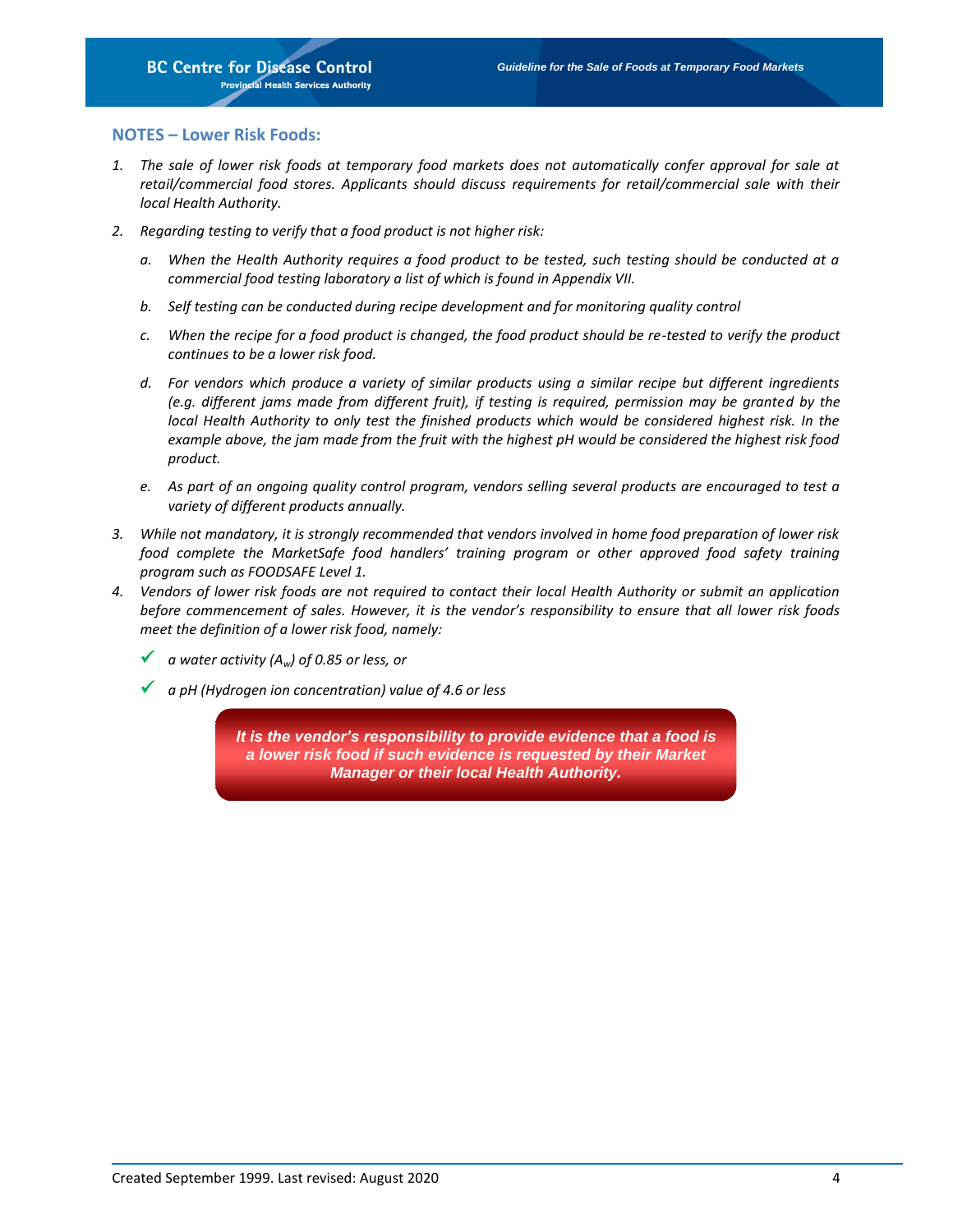## NOTES – Lower Risk Foods:

1. *The sale of lower risk foods at temporary food markets does not automatically confer approval for sale at retail/commercial food stores. Applicants should discuss requirements for retail/commercial sale with their local Health Authority.*
2. *Regarding testing to verify that a food product is not higher risk:*
   a. *When the Health Authority requires a food product to be tested, such testing should be conducted at a commercial food testing laboratory a list of which is found in Appendix VII.*
   b. *Self testing can be conducted during recipe development and for monitoring quality control*
   c. *When the recipe for a food product is changed, the food product should be re-tested to verify the product continues to be a lower risk food.*
   d. *For vendors which produce a variety of similar products using a similar recipe but different ingredients (e.g. different jams made from different fruit), if testing is required, permission may be granted by the local Health Authority to only test the finished products which would be considered highest risk. In the example above, the jam made from the fruit with the highest pH would be considered the highest risk food product.*
   e. *As part of an ongoing quality control program, vendors selling several products are encouraged to test a variety of different products annually.*
3. *While not mandatory, it is strongly recommended that vendors involved in home food preparation of lower risk food complete the MarketSafe food handlers' training program or other approved food safety training program such as FOODSAFE Level 1.*
4. *Vendors of lower risk foods are not required to contact their local Health Authority or submit an application before commencement of sales. However, it is the vendor's responsibility to ensure that all lower risk foods meet the definition of a lower risk food, namely:*
   - ✓ *a water activity ($A_w$) of 0.85 or less, or*
   - ✓ *a pH (Hydrogen ion concentration) value of 4.6 or less*

***It is the vendor's responsibility to provide evidence that a food is a lower risk food if such evidence is requested by their Market Manager or their local Health Authority.***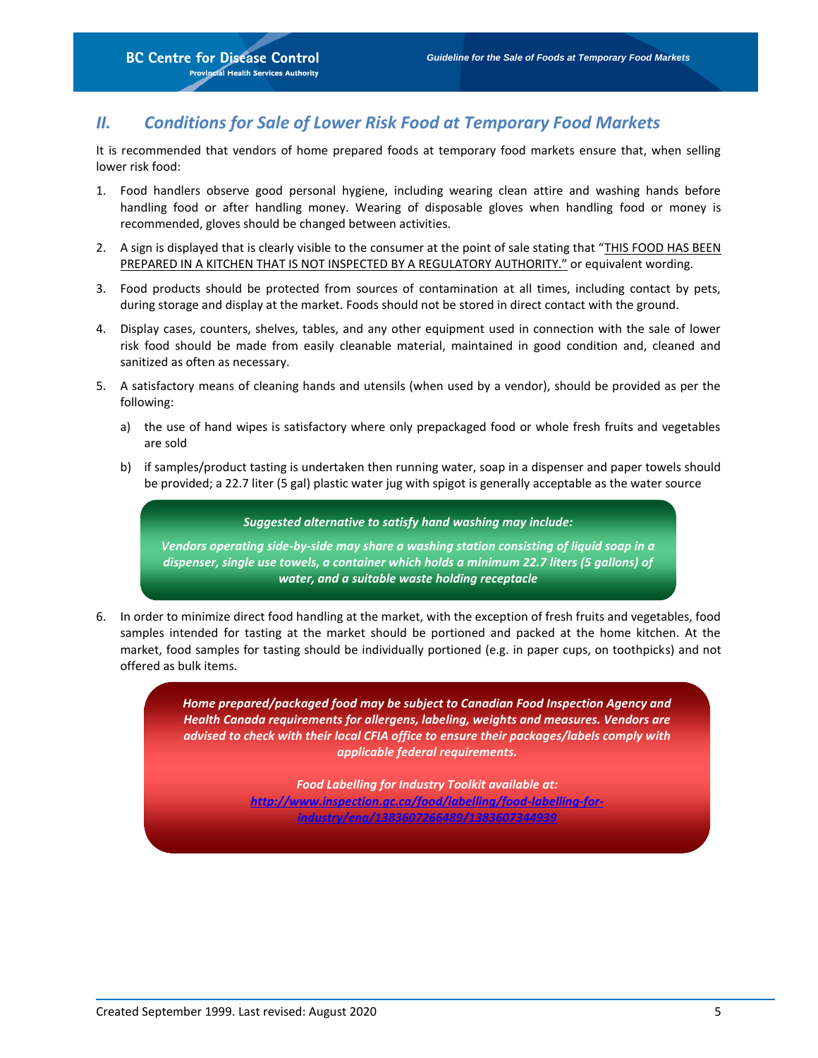## *II. Conditions for Sale of Lower Risk Food at Temporary Food Markets*

It is recommended that vendors of home prepared foods at temporary food markets ensure that, when selling lower risk food:

1. Food handlers observe good personal hygiene, including wearing clean attire and washing hands before handling food or after handling money. Wearing of disposable gloves when handling food or money is recommended, gloves should be changed between activities.
2. A sign is displayed that is clearly visible to the consumer at the point of sale stating that "<u>THIS FOOD HAS BEEN PREPARED IN A KITCHEN THAT IS NOT INSPECTED BY A REGULATORY AUTHORITY."</u> or equivalent wording.
3. Food products should be protected from sources of contamination at all times, including contact by pets, during storage and display at the market. Foods should not be stored in direct contact with the ground.
4. Display cases, counters, shelves, tables, and any other equipment used in connection with the sale of lower risk food should be made from easily cleanable material, maintained in good condition and, cleaned and sanitized as often as necessary.
5. A satisfactory means of cleaning hands and utensils (when used by a vendor), should be provided as per the following:
   a) the use of hand wipes is satisfactory where only prepackaged food or whole fresh fruits and vegetables are sold
   b) if samples/product tasting is undertaken then running water, soap in a dispenser and paper towels should be provided; a 22.7 liter (5 gal) plastic water jug with spigot is generally acceptable as the water source

> ***Suggested alternative to satisfy hand washing may include:***
>
> ***Vendors operating side-by-side may share a washing station consisting of liquid soap in a dispenser, single use towels, a container which holds a minimum 22.7 liters (5 gallons) of water, and a suitable waste holding receptacle***

6. In order to minimize direct food handling at the market, with the exception of fresh fruits and vegetables, food samples intended for tasting at the market should be portioned and packed at the home kitchen. At the market, food samples for tasting should be individually portioned (e.g. in paper cups, on toothpicks) and not offered as bulk items.

> ***Home prepared/packaged food may be subject to Canadian Food Inspection Agency and Health Canada requirements for allergens, labeling, weights and measures. Vendors are advised to check with their local CFIA office to ensure their packages/labels comply with applicable federal requirements.***
>
> ***Food Labelling for Industry Toolkit available at:***
> ***http://www.inspection.gc.ca/food/labelling/food-labelling-for-industry/eng/1383607266489/1383607344939***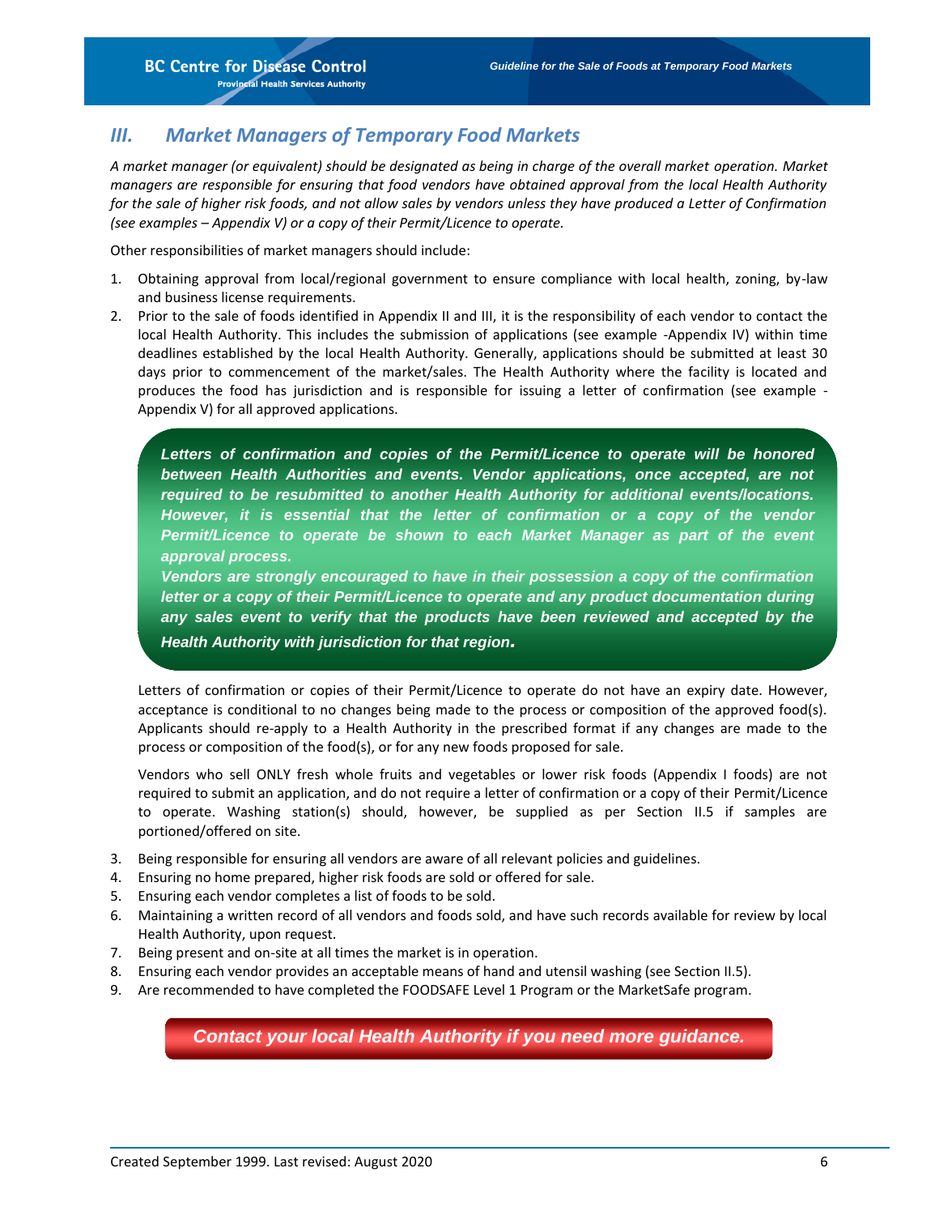## III. Market Managers of Temporary Food Markets

*A market manager (or equivalent) should be designated as being in charge of the overall market operation. Market managers are responsible for ensuring that food vendors have obtained approval from the local Health Authority for the sale of higher risk foods, and not allow sales by vendors unless they have produced a Letter of Confirmation (see examples – Appendix V) or a copy of their Permit/Licence to operate.*

Other responsibilities of market managers should include:

1. Obtaining approval from local/regional government to ensure compliance with local health, zoning, by-law and business license requirements.
2. Prior to the sale of foods identified in Appendix II and III, it is the responsibility of each vendor to contact the local Health Authority. This includes the submission of applications (see example -Appendix IV) within time deadlines established by the local Health Authority. Generally, applications should be submitted at least 30 days prior to commencement of the market/sales. The Health Authority where the facility is located and produces the food has jurisdiction and is responsible for issuing a letter of confirmation (see example - Appendix V) for all approved applications.

   ***Letters of confirmation and copies of the Permit/Licence to operate will be honored between Health Authorities and events. Vendor applications, once accepted, are not required to be resubmitted to another Health Authority for additional events/locations. However, it is essential that the letter of confirmation or a copy of the vendor Permit/Licence to operate be shown to each Market Manager as part of the event approval process.***

   ***Vendors are strongly encouraged to have in their possession a copy of the confirmation letter or a copy of their Permit/Licence to operate and any product documentation during any sales event to verify that the products have been reviewed and accepted by the Health Authority with jurisdiction for that region.***

   Letters of confirmation or copies of their Permit/Licence to operate do not have an expiry date. However, acceptance is conditional to no changes being made to the process or composition of the approved food(s). Applicants should re-apply to a Health Authority in the prescribed format if any changes are made to the process or composition of the food(s), or for any new foods proposed for sale.

   Vendors who sell ONLY fresh whole fruits and vegetables or lower risk foods (Appendix I foods) are not required to submit an application, and do not require a letter of confirmation or a copy of their Permit/Licence to operate. Washing station(s) should, however, be supplied as per Section II.5 if samples are portioned/offered on site.

3. Being responsible for ensuring all vendors are aware of all relevant policies and guidelines.
4. Ensuring no home prepared, higher risk foods are sold or offered for sale.
5. Ensuring each vendor completes a list of foods to be sold.
6. Maintaining a written record of all vendors and foods sold, and have such records available for review by local Health Authority, upon request.
7. Being present and on-site at all times the market is in operation.
8. Ensuring each vendor provides an acceptable means of hand and utensil washing (see Section II.5).
9. Are recommended to have completed the FOODSAFE Level 1 Program or the MarketSafe program.

***Contact your local Health Authority if you need more guidance.***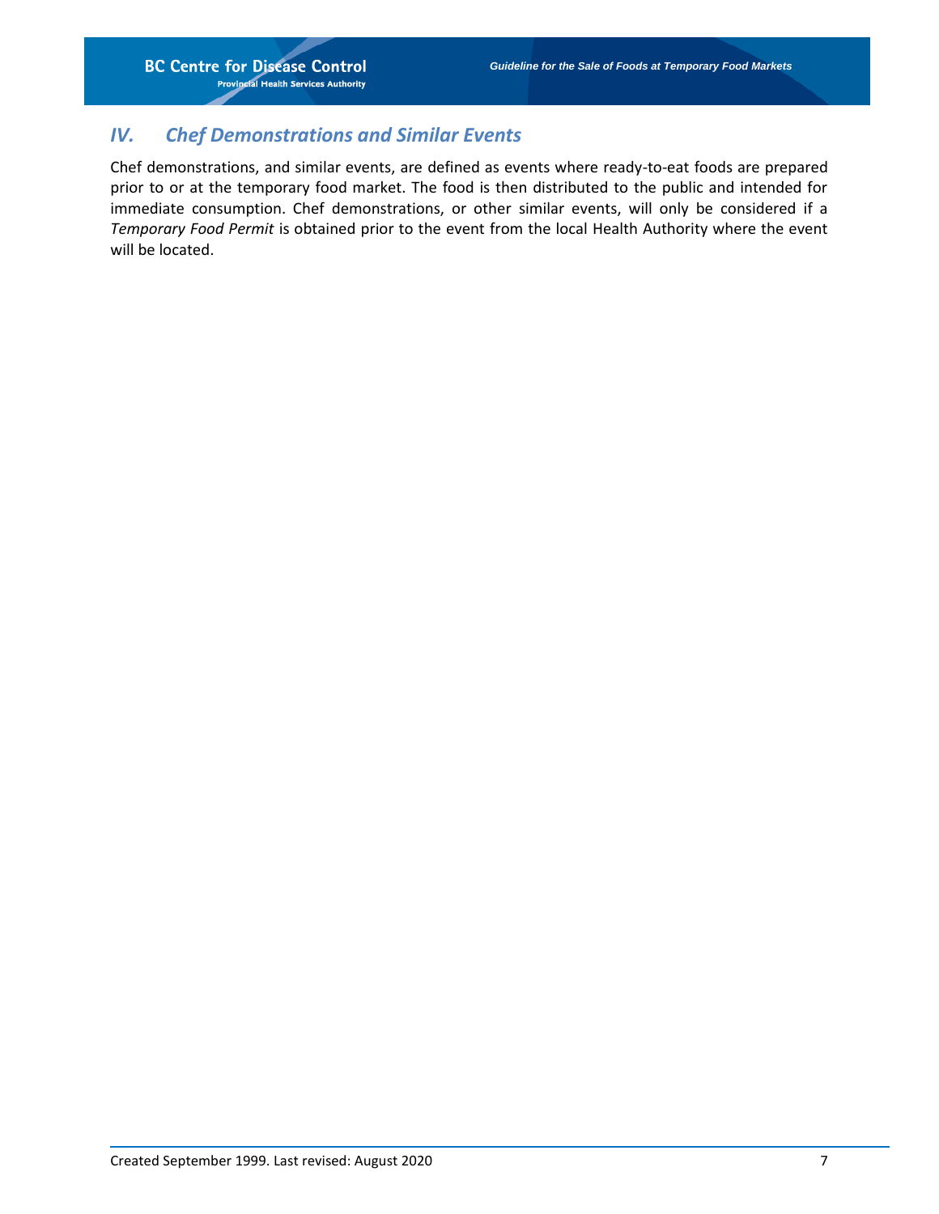## *IV. Chef Demonstrations and Similar Events*

Chef demonstrations, and similar events, are defined as events where ready-to-eat foods are prepared prior to or at the temporary food market. The food is then distributed to the public and intended for immediate consumption. Chef demonstrations, or other similar events, will only be considered if a *Temporary Food Permit* is obtained prior to the event from the local Health Authority where the event will be located.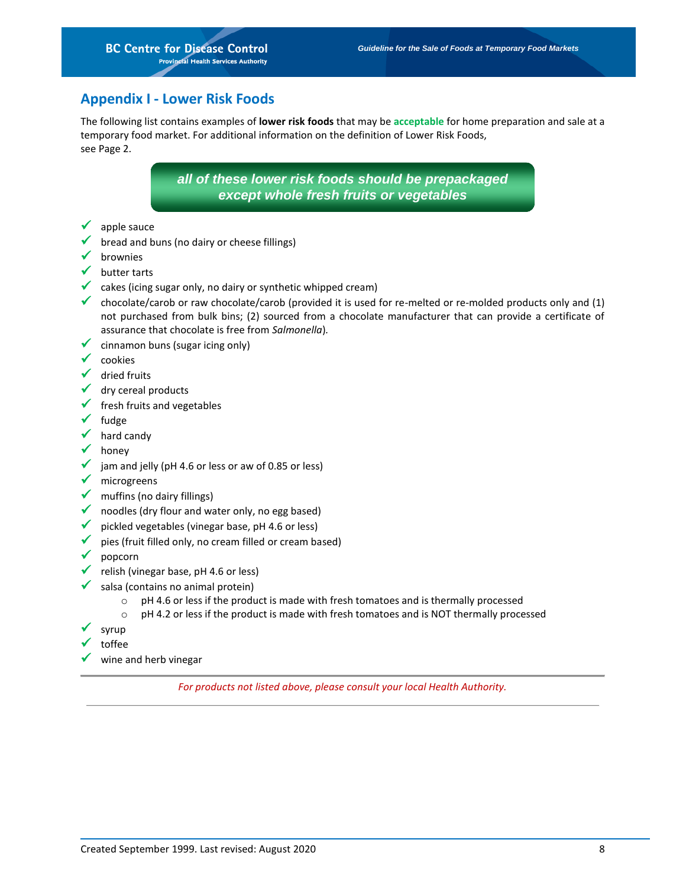## Appendix I - Lower Risk Foods

The following list contains examples of **lower risk foods** that may be **acceptable** for home preparation and sale at a temporary food market. For additional information on the definition of Lower Risk Foods, see Page 2.

***all of these lower risk foods should be prepackaged except whole fresh fruits or vegetables***

- ✓ apple sauce
- ✓ bread and buns (no dairy or cheese fillings)
- ✓ brownies
- ✓ butter tarts
- ✓ cakes (icing sugar only, no dairy or synthetic whipped cream)
- ✓ chocolate/carob or raw chocolate/carob (provided it is used for re-melted or re-molded products only and (1) not purchased from bulk bins; (2) sourced from a chocolate manufacturer that can provide a certificate of assurance that chocolate is free from *Salmonella*).
- ✓ cinnamon buns (sugar icing only)
- ✓ cookies
- ✓ dried fruits
- ✓ dry cereal products
- ✓ fresh fruits and vegetables
- ✓ fudge
- ✓ hard candy
- ✓ honey
- ✓ jam and jelly (pH 4.6 or less or aw of 0.85 or less)
- ✓ microgreens
- ✓ muffins (no dairy fillings)
- ✓ noodles (dry flour and water only, no egg based)
- ✓ pickled vegetables (vinegar base, pH 4.6 or less)
- ✓ pies (fruit filled only, no cream filled or cream based)
- ✓ popcorn
- ✓ relish (vinegar base, pH 4.6 or less)
- ✓ salsa (contains no animal protein)
  - pH 4.6 or less if the product is made with fresh tomatoes and is thermally processed
  - pH 4.2 or less if the product is made with fresh tomatoes and is NOT thermally processed
- ✓ syrup
- ✓ toffee
- ✓ wine and herb vinegar

---

*For products not listed above, please consult your local Health Authority.*

---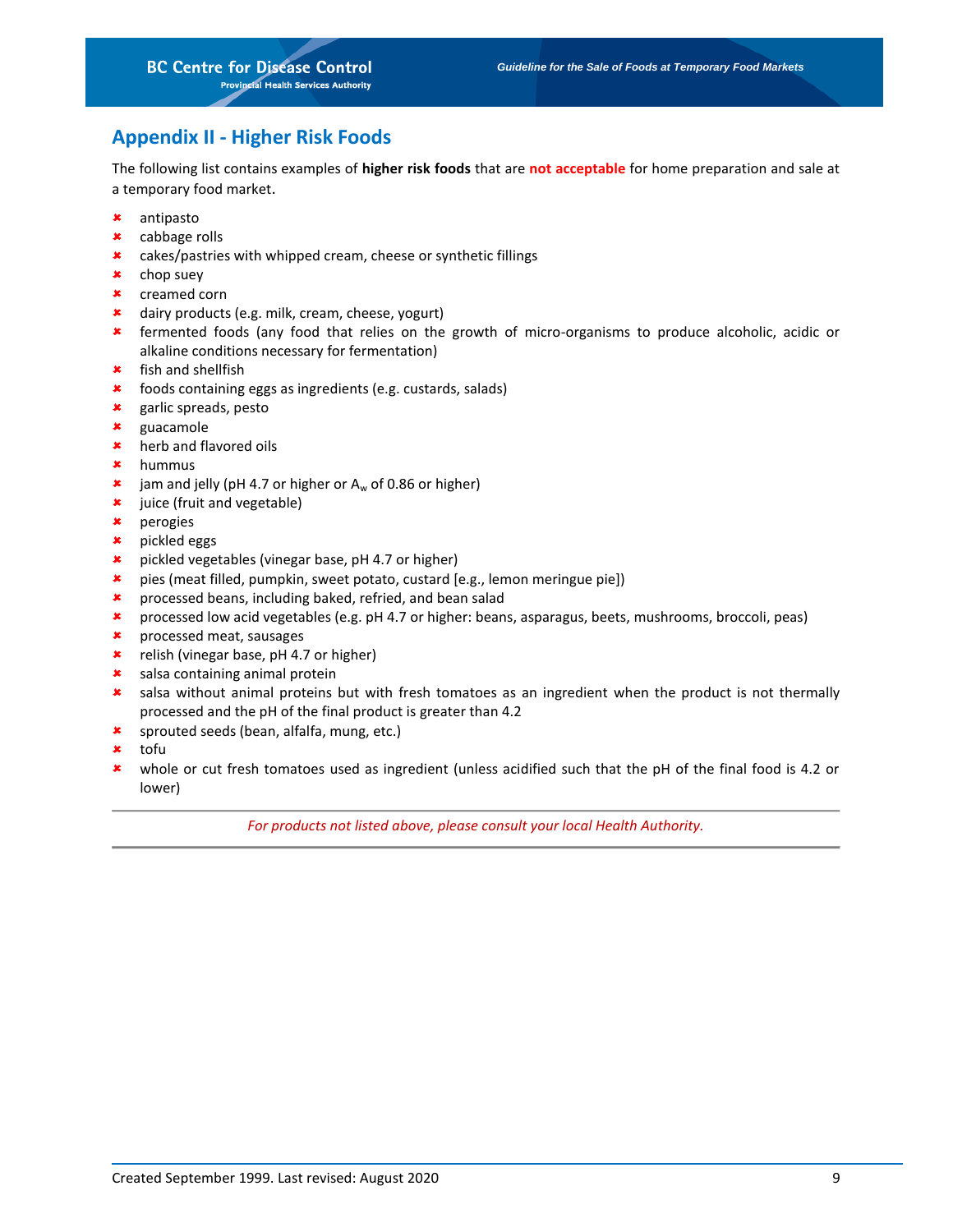## Appendix II - Higher Risk Foods

The following list contains examples of **higher risk foods** that are **not acceptable** for home preparation and sale at a temporary food market.

- antipasto
- cabbage rolls
- cakes/pastries with whipped cream, cheese or synthetic fillings
- chop suey
- creamed corn
- dairy products (e.g. milk, cream, cheese, yogurt)
- fermented foods (any food that relies on the growth of micro-organisms to produce alcoholic, acidic or alkaline conditions necessary for fermentation)
- fish and shellfish
- foods containing eggs as ingredients (e.g. custards, salads)
- garlic spreads, pesto
- guacamole
- herb and flavored oils
- hummus
- jam and jelly (pH 4.7 or higher or $A_w$ of 0.86 or higher)
- juice (fruit and vegetable)
- perogies
- pickled eggs
- pickled vegetables (vinegar base, pH 4.7 or higher)
- pies (meat filled, pumpkin, sweet potato, custard [e.g., lemon meringue pie])
- processed beans, including baked, refried, and bean salad
- processed low acid vegetables (e.g. pH 4.7 or higher: beans, asparagus, beets, mushrooms, broccoli, peas)
- processed meat, sausages
- relish (vinegar base, pH 4.7 or higher)
- salsa containing animal protein
- salsa without animal proteins but with fresh tomatoes as an ingredient when the product is not thermally processed and the pH of the final product is greater than 4.2
- sprouted seeds (bean, alfalfa, mung, etc.)
- tofu
- whole or cut fresh tomatoes used as ingredient (unless acidified such that the pH of the final food is 4.2 or lower)

---

*For products not listed above, please consult your local Health Authority.*

---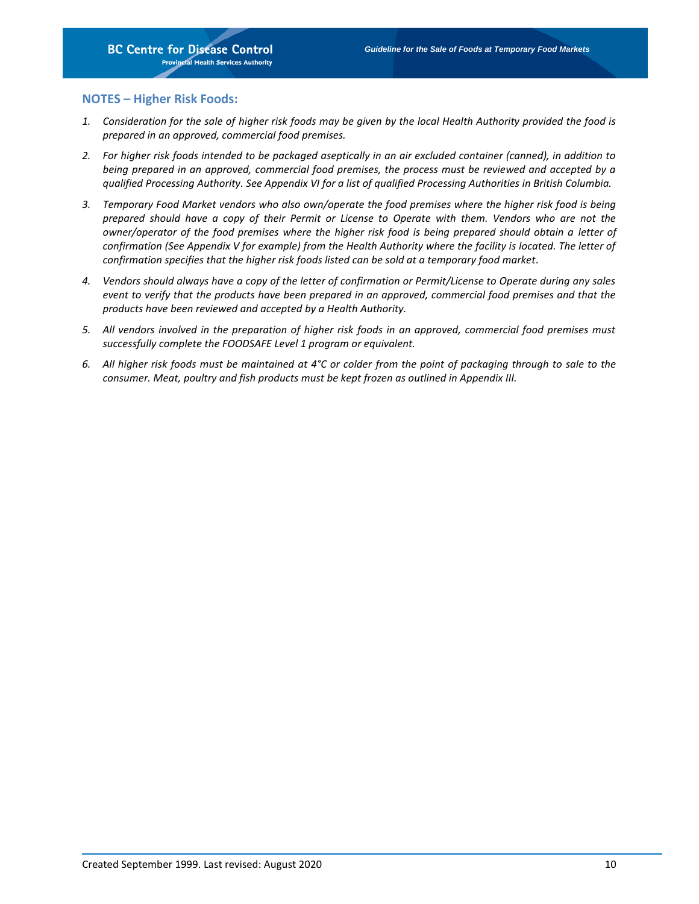## NOTES – Higher Risk Foods:

1. *Consideration for the sale of higher risk foods may be given by the local Health Authority provided the food is prepared in an approved, commercial food premises.*
2. *For higher risk foods intended to be packaged aseptically in an air excluded container (canned), in addition to being prepared in an approved, commercial food premises, the process must be reviewed and accepted by a qualified Processing Authority. See Appendix VI for a list of qualified Processing Authorities in British Columbia.*
3. *Temporary Food Market vendors who also own/operate the food premises where the higher risk food is being prepared should have a copy of their Permit or License to Operate with them. Vendors who are not the owner/operator of the food premises where the higher risk food is being prepared should obtain a letter of confirmation (See Appendix V for example) from the Health Authority where the facility is located. The letter of confirmation specifies that the higher risk foods listed can be sold at a temporary food market.*
4. *Vendors should always have a copy of the letter of confirmation or Permit/License to Operate during any sales event to verify that the products have been prepared in an approved, commercial food premises and that the products have been reviewed and accepted by a Health Authority.*
5. *All vendors involved in the preparation of higher risk foods in an approved, commercial food premises must successfully complete the FOODSAFE Level 1 program or equivalent.*
6. *All higher risk foods must be maintained at 4°C or colder from the point of packaging through to sale to the consumer. Meat, poultry and fish products must be kept frozen as outlined in Appendix III.*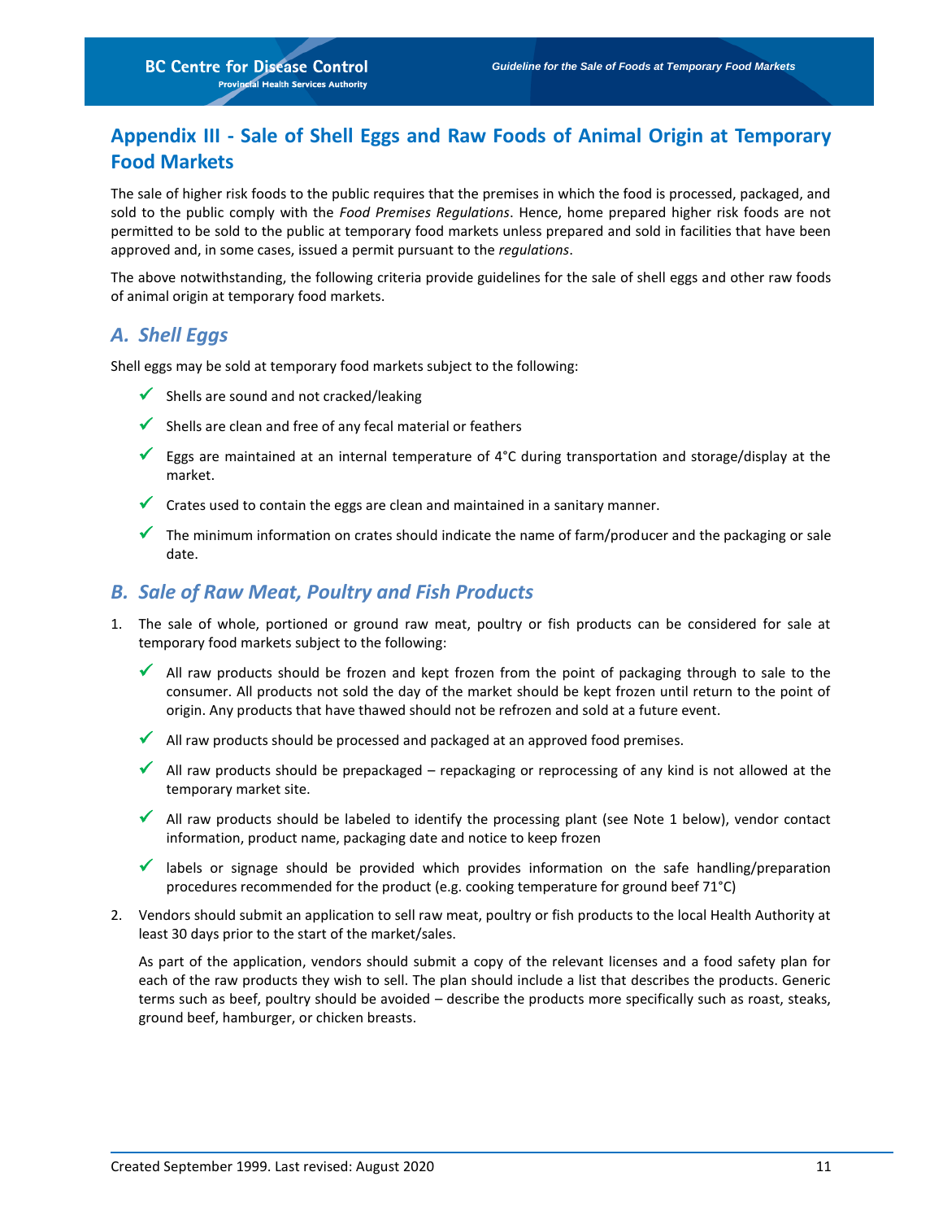## Appendix III - Sale of Shell Eggs and Raw Foods of Animal Origin at Temporary Food Markets

The sale of higher risk foods to the public requires that the premises in which the food is processed, packaged, and sold to the public comply with the *Food Premises Regulations*. Hence, home prepared higher risk foods are not permitted to be sold to the public at temporary food markets unless prepared and sold in facilities that have been approved and, in some cases, issued a permit pursuant to the *regulations*.

The above notwithstanding, the following criteria provide guidelines for the sale of shell eggs and other raw foods of animal origin at temporary food markets.

### A. Shell Eggs

Shell eggs may be sold at temporary food markets subject to the following:

- ✓ Shells are sound and not cracked/leaking
- ✓ Shells are clean and free of any fecal material or feathers
- ✓ Eggs are maintained at an internal temperature of 4°C during transportation and storage/display at the market.
- ✓ Crates used to contain the eggs are clean and maintained in a sanitary manner.
- ✓ The minimum information on crates should indicate the name of farm/producer and the packaging or sale date.

### B. Sale of Raw Meat, Poultry and Fish Products

1. The sale of whole, portioned or ground raw meat, poultry or fish products can be considered for sale at temporary food markets subject to the following:

   - ✓ All raw products should be frozen and kept frozen from the point of packaging through to sale to the consumer. All products not sold the day of the market should be kept frozen until return to the point of origin. Any products that have thawed should not be refrozen and sold at a future event.
   - ✓ All raw products should be processed and packaged at an approved food premises.
   - ✓ All raw products should be prepackaged – repackaging or reprocessing of any kind is not allowed at the temporary market site.
   - ✓ All raw products should be labeled to identify the processing plant (see Note 1 below), vendor contact information, product name, packaging date and notice to keep frozen
   - ✓ labels or signage should be provided which provides information on the safe handling/preparation procedures recommended for the product (e.g. cooking temperature for ground beef 71°C)

2. Vendors should submit an application to sell raw meat, poultry or fish products to the local Health Authority at least 30 days prior to the start of the market/sales.

   As part of the application, vendors should submit a copy of the relevant licenses and a food safety plan for each of the raw products they wish to sell. The plan should include a list that describes the products. Generic terms such as beef, poultry should be avoided – describe the products more specifically such as roast, steaks, ground beef, hamburger, or chicken breasts.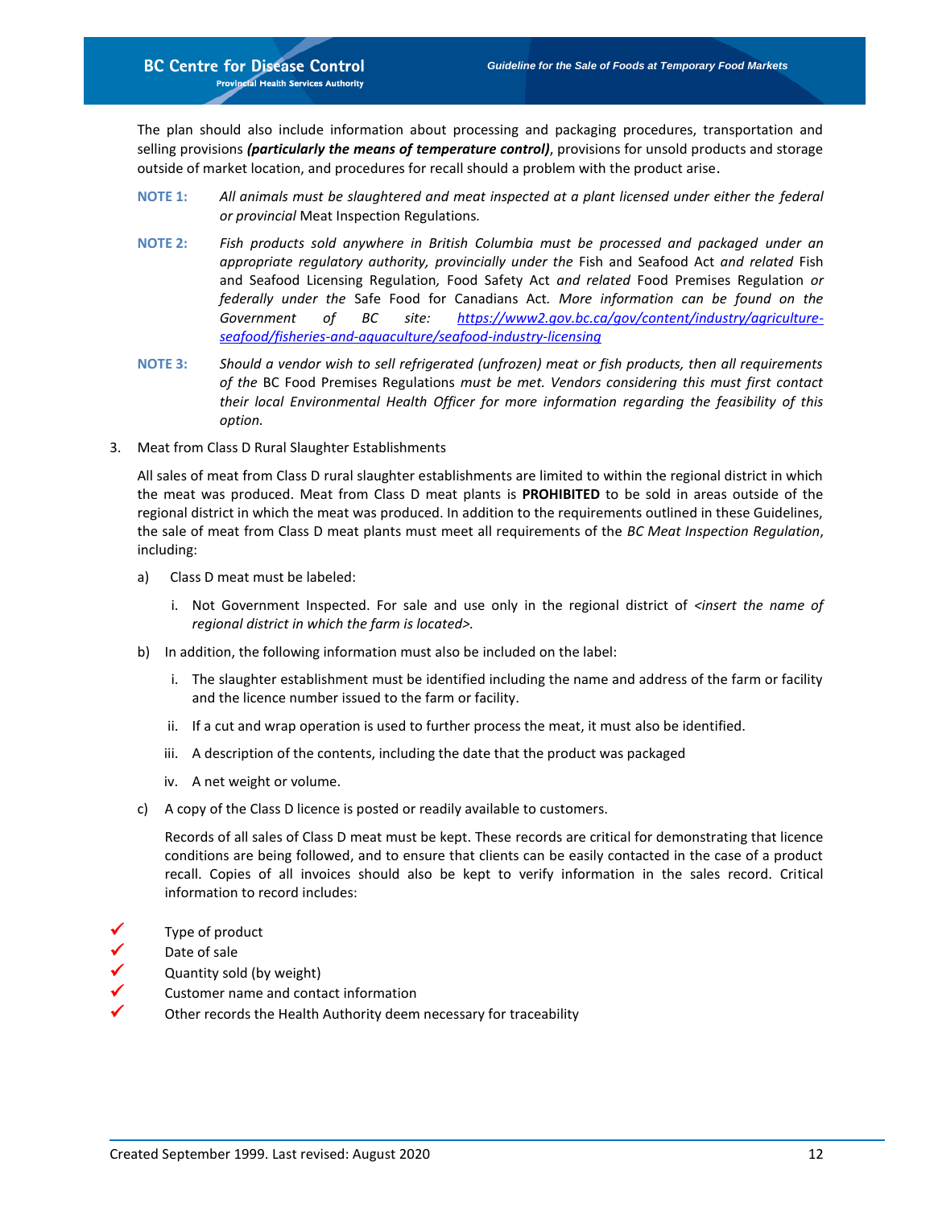The plan should also include information about processing and packaging procedures, transportation and selling provisions ***(particularly the means of temperature control)***, provisions for unsold products and storage outside of market location, and procedures for recall should a problem with the product arise.

**NOTE 1:** *All animals must be slaughtered and meat inspected at a plant licensed under either the federal or provincial* Meat Inspection Regulations*.*

**NOTE 2:** *Fish products sold anywhere in British Columbia must be processed and packaged under an appropriate regulatory authority, provincially under the* Fish and Seafood Act *and related* Fish and Seafood Licensing Regulation*,* Food Safety Act *and related* Food Premises Regulation *or federally under the* Safe Food for Canadians Act*. More information can be found on the Government of BC site: https://www2.gov.bc.ca/gov/content/industry/agriculture-seafood/fisheries-and-aquaculture/seafood-industry-licensing*

**NOTE 3:** *Should a vendor wish to sell refrigerated (unfrozen) meat or fish products, then all requirements of the* BC Food Premises Regulations *must be met. Vendors considering this must first contact their local Environmental Health Officer for more information regarding the feasibility of this option.*

3. Meat from Class D Rural Slaughter Establishments

All sales of meat from Class D rural slaughter establishments are limited to within the regional district in which the meat was produced. Meat from Class D meat plants is **PROHIBITED** to be sold in areas outside of the regional district in which the meat was produced. In addition to the requirements outlined in these Guidelines, the sale of meat from Class D meat plants must meet all requirements of the *BC Meat Inspection Regulation*, including:

a) Class D meat must be labeled:

   i. Not Government Inspected. For sale and use only in the regional district of *<insert the name of regional district in which the farm is located>.*

b) In addition, the following information must also be included on the label:

   i. The slaughter establishment must be identified including the name and address of the farm or facility and the licence number issued to the farm or facility.

   ii. If a cut and wrap operation is used to further process the meat, it must also be identified.

   iii. A description of the contents, including the date that the product was packaged

   iv. A net weight or volume.

c) A copy of the Class D licence is posted or readily available to customers.

Records of all sales of Class D meat must be kept. These records are critical for demonstrating that licence conditions are being followed, and to ensure that clients can be easily contacted in the case of a product recall. Copies of all invoices should also be kept to verify information in the sales record. Critical information to record includes:

- ✓ Type of product
- ✓ Date of sale
- ✓ Quantity sold (by weight)
- ✓ Customer name and contact information
- ✓ Other records the Health Authority deem necessary for traceability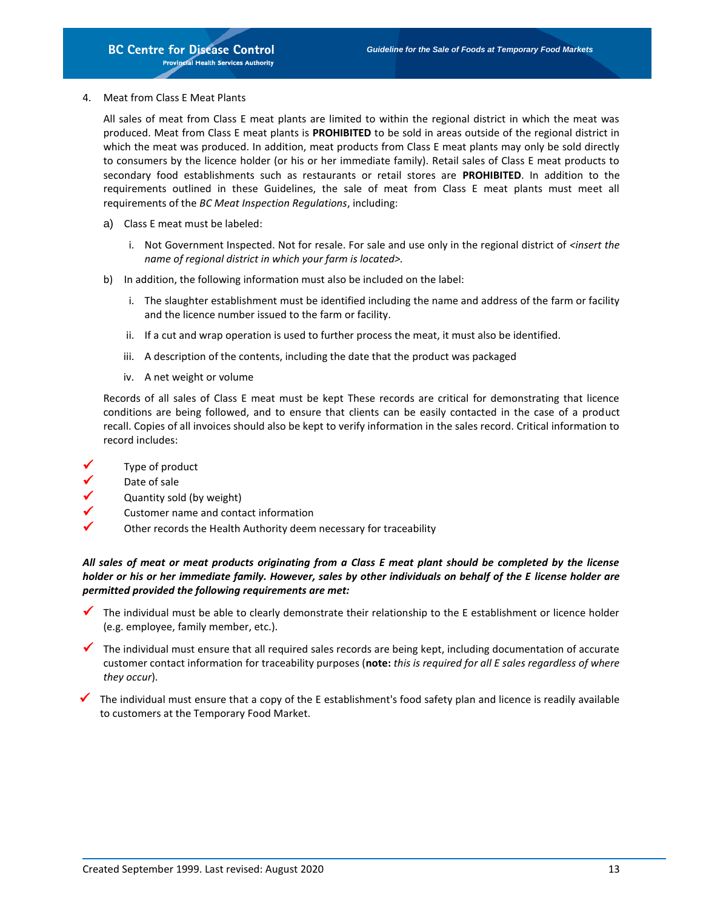4. Meat from Class E Meat Plants

All sales of meat from Class E meat plants are limited to within the regional district in which the meat was produced. Meat from Class E meat plants is **PROHIBITED** to be sold in areas outside of the regional district in which the meat was produced. In addition, meat products from Class E meat plants may only be sold directly to consumers by the licence holder (or his or her immediate family). Retail sales of Class E meat products to secondary food establishments such as restaurants or retail stores are **PROHIBITED**. In addition to the requirements outlined in these Guidelines, the sale of meat from Class E meat plants must meet all requirements of the *BC Meat Inspection Regulations*, including:

a) Class E meat must be labeled:

   i. Not Government Inspected. Not for resale. For sale and use only in the regional district of *<insert the name of regional district in which your farm is located>.*

b) In addition, the following information must also be included on the label:

   i. The slaughter establishment must be identified including the name and address of the farm or facility and the licence number issued to the farm or facility.

   ii. If a cut and wrap operation is used to further process the meat, it must also be identified.

   iii. A description of the contents, including the date that the product was packaged

   iv. A net weight or volume

Records of all sales of Class E meat must be kept These records are critical for demonstrating that licence conditions are being followed, and to ensure that clients can be easily contacted in the case of a product recall. Copies of all invoices should also be kept to verify information in the sales record. Critical information to record includes:

- ✓ Type of product
- ✓ Date of sale
- ✓ Quantity sold (by weight)
- ✓ Customer name and contact information
- ✓ Other records the Health Authority deem necessary for traceability

***All sales of meat or meat products originating from a Class E meat plant should be completed by the license holder or his or her immediate family. However, sales by other individuals on behalf of the E license holder are permitted provided the following requirements are met:***

- ✓ The individual must be able to clearly demonstrate their relationship to the E establishment or licence holder (e.g. employee, family member, etc.).
- ✓ The individual must ensure that all required sales records are being kept, including documentation of accurate customer contact information for traceability purposes (**note:** *this is required for all E sales regardless of where they occur*).
- ✓ The individual must ensure that a copy of the E establishment's food safety plan and licence is readily available to customers at the Temporary Food Market.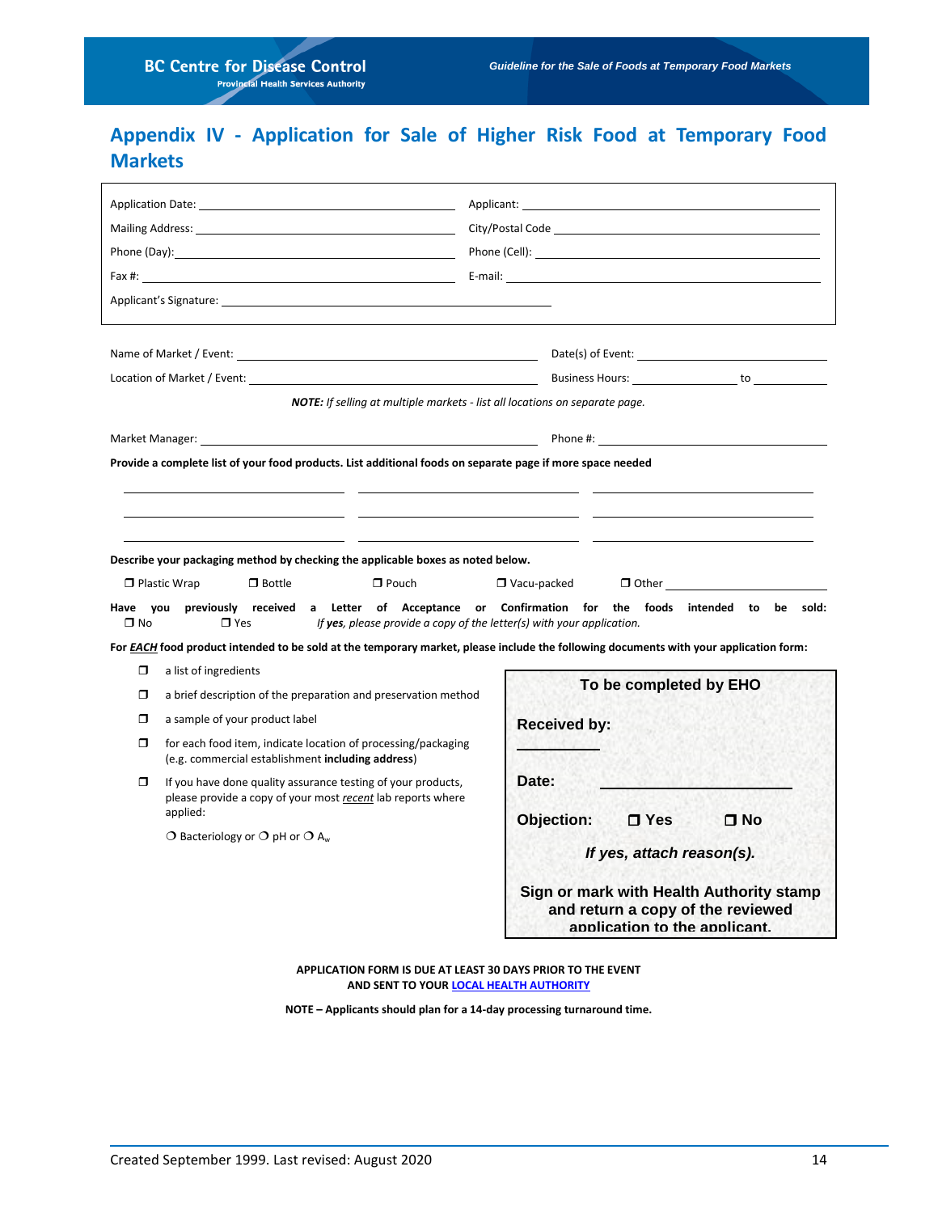# Appendix IV - Application for Sale of Higher Risk Food at Temporary Food Markets

Application Date: ____________________ Applicant: ____________________

Mailing Address: ____________________ City/Postal Code ____________________

Phone (Day): ____________________ Phone (Cell): ____________________

Fax #: ____________________ E-mail: ____________________

Applicant's Signature: ____________________

Name of Market / Event: ____________________ Date(s) of Event: ____________________

Location of Market / Event: ____________________ Business Hours: __________ to __________

***NOTE:** If selling at multiple markets - list all locations on separate page.*

Market Manager: ____________________ Phone #: ____________________

**Provide a complete list of your food products. List additional foods on separate page if more space needed**

____________________ ____________________ ____________________

____________________ ____________________ ____________________

____________________ ____________________ ____________________

**Describe your packaging method by checking the applicable boxes as noted below.**

❒ Plastic Wrap ❒ Bottle ❒ Pouch ❒ Vacu-packed ❒ Other ____________________

**Have you previously received a Letter of Acceptance or Confirmation for the foods intended to be sold:**
❒ No ❒ Yes *If **yes**, please provide a copy of the letter(s) with your application.*

**For *EACH* food product intended to be sold at the temporary market, please include the following documents with your application form:**

- ❒ a list of ingredients
- ❒ a brief description of the preparation and preservation method
- ❒ a sample of your product label
- ❒ for each food item, indicate location of processing/packaging (e.g. commercial establishment **including address**)
- ❒ If you have done quality assurance testing of your products, please provide a copy of your most *recent* lab reports where applied:

  ❍ Bacteriology or ❍ pH or ❍ $A_w$

**To be completed by EHO**

**Received by:** ____________________

**Date:** ____________________

**Objection:** ❒ **Yes** ❒ **No**

***If yes, attach reason(s).***

**Sign or mark with Health Authority stamp and return a copy of the reviewed application to the applicant.**

**APPLICATION FORM IS DUE AT LEAST 30 DAYS PRIOR TO THE EVENT AND SENT TO YOUR LOCAL HEALTH AUTHORITY**

**NOTE – Applicants should plan for a 14-day processing turnaround time.**

Created September 1999. Last revised: August 2020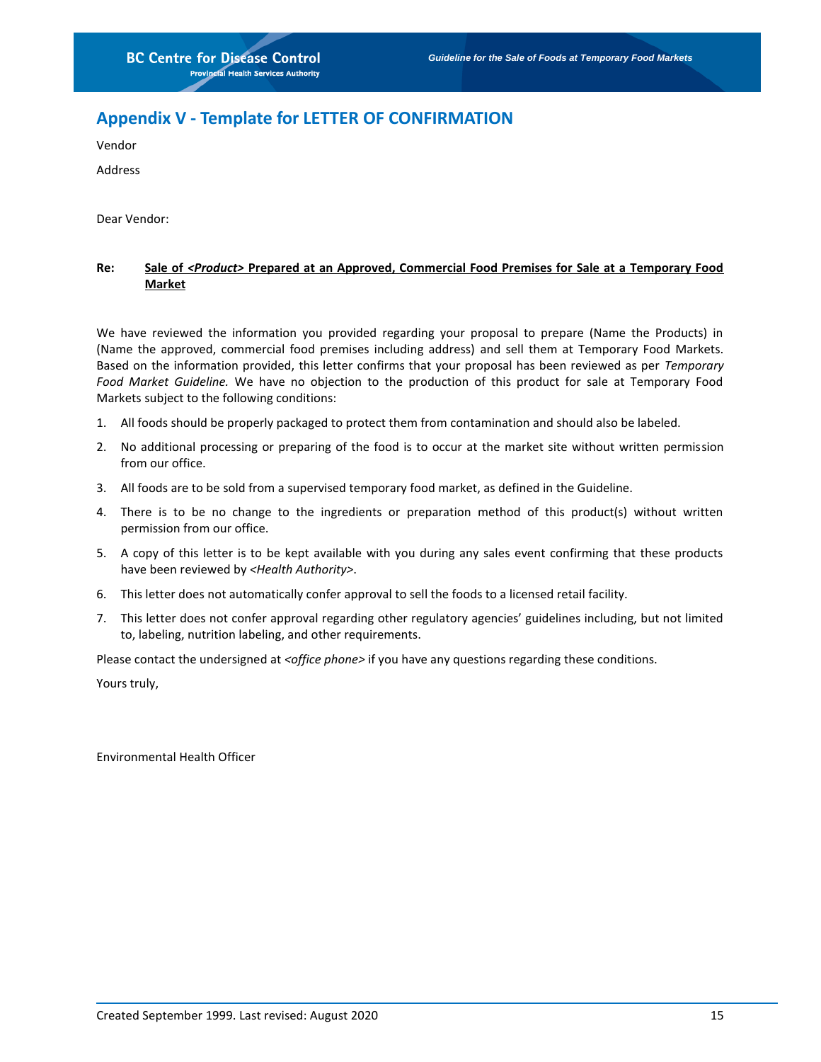## Appendix V - Template for LETTER OF CONFIRMATION

Vendor

Address

Dear Vendor:

**Re:** **<u>Sale of *<Product>* Prepared at an Approved, Commercial Food Premises for Sale at a Temporary Food Market</u>**

We have reviewed the information you provided regarding your proposal to prepare (Name the Products) in (Name the approved, commercial food premises including address) and sell them at Temporary Food Markets. Based on the information provided, this letter confirms that your proposal has been reviewed as per *Temporary Food Market Guideline.* We have no objection to the production of this product for sale at Temporary Food Markets subject to the following conditions:

1. All foods should be properly packaged to protect them from contamination and should also be labeled.
2. No additional processing or preparing of the food is to occur at the market site without written permission from our office.
3. All foods are to be sold from a supervised temporary food market, as defined in the Guideline.
4. There is to be no change to the ingredients or preparation method of this product(s) without written permission from our office.
5. A copy of this letter is to be kept available with you during any sales event confirming that these products have been reviewed by *<Health Authority>*.
6. This letter does not automatically confer approval to sell the foods to a licensed retail facility.
7. This letter does not confer approval regarding other regulatory agencies' guidelines including, but not limited to, labeling, nutrition labeling, and other requirements.

Please contact the undersigned at *<office phone>* if you have any questions regarding these conditions.

Yours truly,

Environmental Health Officer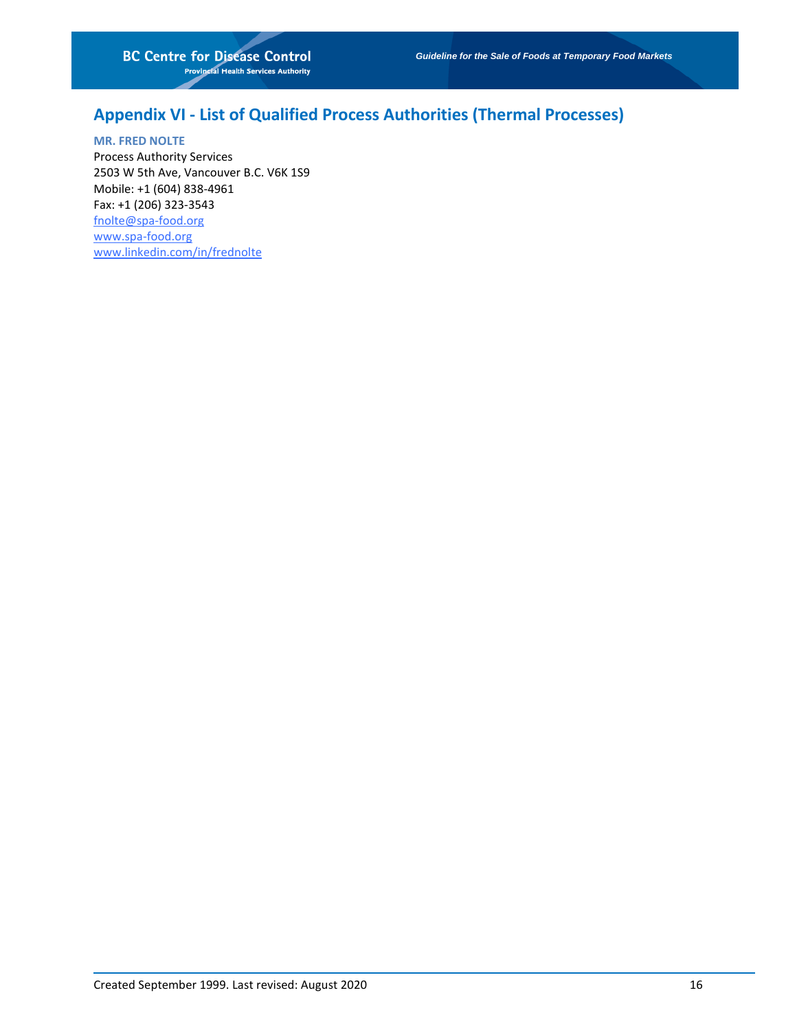## Appendix VI - List of Qualified Process Authorities (Thermal Processes)

**MR. FRED NOLTE**
Process Authority Services
2503 W 5th Ave, Vancouver B.C. V6K 1S9
Mobile: +1 (604) 838-4961
Fax: +1 (206) 323-3543
fnolte@spa-food.org
www.spa-food.org
www.linkedin.com/in/frednolte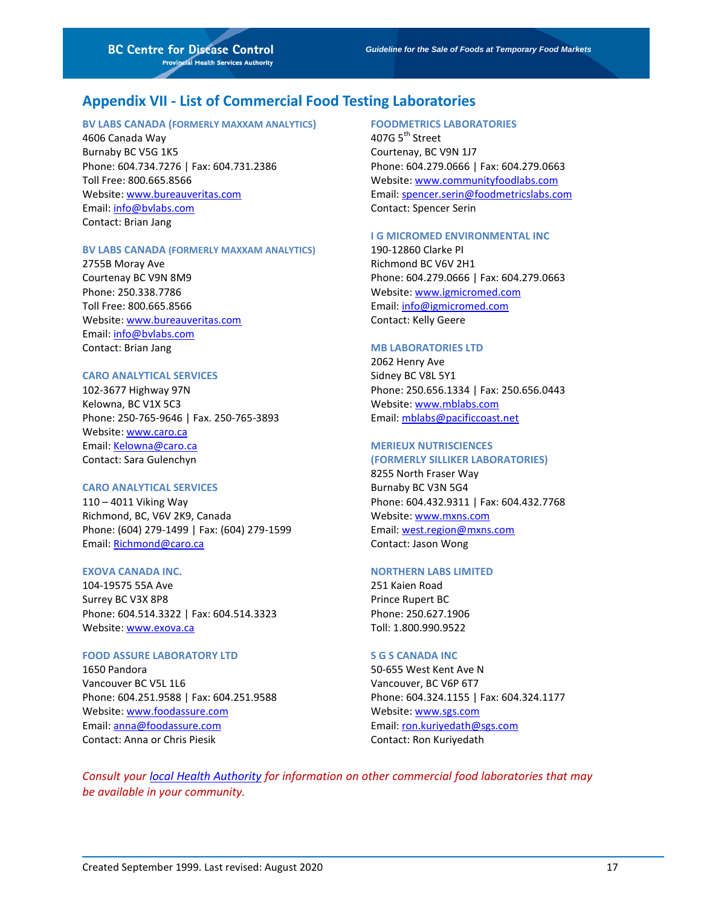## Appendix VII - List of Commercial Food Testing Laboratories

**BV LABS CANADA (FORMERLY MAXXAM ANALYTICS)**
4606 Canada Way
Burnaby BC V5G 1K5
Phone: 604.734.7276 | Fax: 604.731.2386
Toll Free: 800.665.8566
Website: www.bureauveritas.com
Email: info@bvlabs.com
Contact: Brian Jang

**BV LABS CANADA (FORMERLY MAXXAM ANALYTICS)**
2755B Moray Ave
Courtenay BC V9N 8M9
Phone: 250.338.7786
Toll Free: 800.665.8566
Website: www.bureauveritas.com
Email: info@bvlabs.com
Contact: Brian Jang

**CARO ANALYTICAL SERVICES**
102-3677 Highway 97N
Kelowna, BC V1X 5C3
Phone: 250-765-9646 | Fax. 250-765-3893
Website: www.caro.ca
Email: Kelowna@caro.ca
Contact: Sara Gulenchyn

**CARO ANALYTICAL SERVICES**
110 – 4011 Viking Way
Richmond, BC, V6V 2K9, Canada
Phone: (604) 279-1499 | Fax: (604) 279-1599
Email: Richmond@caro.ca

**EXOVA CANADA INC.**
104-19575 55A Ave
Surrey BC V3X 8P8
Phone: 604.514.3322 | Fax: 604.514.3323
Website: www.exova.ca

**FOOD ASSURE LABORATORY LTD**
1650 Pandora
Vancouver BC V5L 1L6
Phone: 604.251.9588 | Fax: 604.251.9588
Website: www.foodassure.com
Email: anna@foodassure.com
Contact: Anna or Chris Piesik

**FOODMETRICS LABORATORIES**
407G 5th Street
Courtenay, BC V9N 1J7
Phone: 604.279.0666 | Fax: 604.279.0663
Website: www.communityfoodlabs.com
Email: spencer.serin@foodmetricslabs.com
Contact: Spencer Serin

**I G MICROMED ENVIRONMENTAL INC**
190-12860 Clarke Pl
Richmond BC V6V 2H1
Phone: 604.279.0666 | Fax: 604.279.0663
Website: www.igmicromed.com
Email: info@igmicromed.com
Contact: Kelly Geere

**MB LABORATORIES LTD**
2062 Henry Ave
Sidney BC V8L 5Y1
Phone: 250.656.1334 | Fax: 250.656.0443
Website: www.mblabs.com
Email: mblabs@pacificcoast.net

**MERIEUX NUTRISCIENCES (FORMERLY SILLIKER LABORATORIES)**
8255 North Fraser Way
Burnaby BC V3N 5G4
Phone: 604.432.9311 | Fax: 604.432.7768
Website: www.mxns.com
Email: west.region@mxns.com
Contact: Jason Wong

**NORTHERN LABS LIMITED**
251 Kaien Road
Prince Rupert BC
Phone: 250.627.1906
Toll: 1.800.990.9522

**S G S CANADA INC**
50-655 West Kent Ave N
Vancouver, BC V6P 6T7
Phone: 604.324.1155 | Fax: 604.324.1177
Website: www.sgs.com
Email: ron.kuriyedath@sgs.com
Contact: Ron Kuriyedath

*Consult your local Health Authority for information on other commercial food laboratories that may be available in your community.*

Created September 1999. Last revised: August 2020